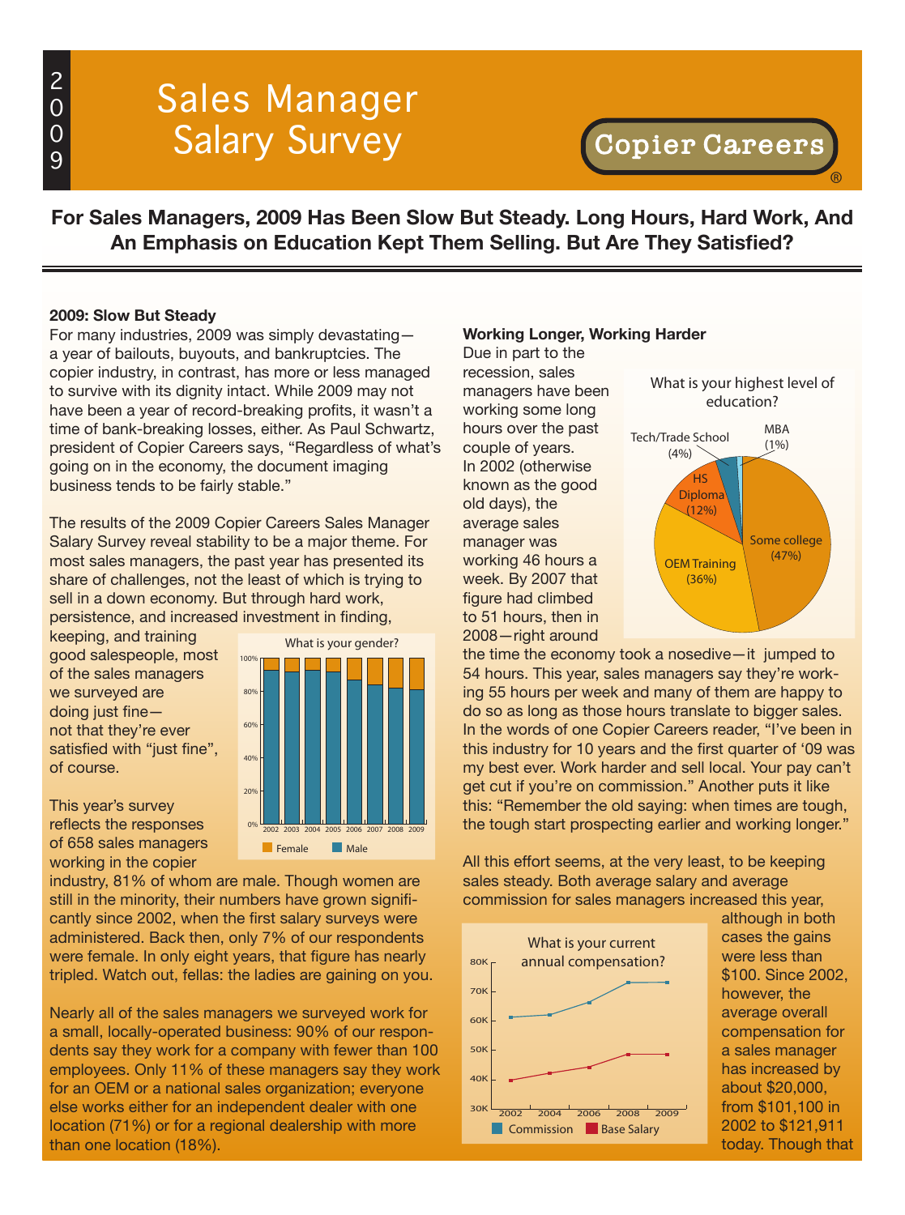# Sales Manager Salary Survey

2009

Copier Careers®

## For Sales Managers, 2009 Has Been Slow But Steady. Long Hours, Hard Work, And An Emphasis on Education Kept Them Selling. But Are They Satisfied?

### 2009: Slow But Steady

For many industries, 2009 was simply devastating—a year of bailouts, buyouts, and bankruptcies. The copier industry, in contrast, has more or less managed to survive with its dignity intact. While 2009 may not have been a year of record-breaking profits, it wasn't a time of bank-breaking losses, either. As Paul Schwartz, president of Copier Careers says, "Regardless of what's going on in the economy, the document imaging business tends to be fairly stable."

The results of the 2009 Copier Careers Sales Manager Salary Survey reveal stability to be a major theme. For most sales managers, the past year has presented its share of challenges, not the least of which is trying to sell in a down economy. But through hard work, persistence, and increased investment in finding, keeping, and training good salespeople, most of the sales managers we surveyed are doing just fine—not that they're ever satisfied with "just fine", of course.

What is your gender?

This year's survey reflects the responses of 658 sales managers working in the copier industry, 81% of whom are male. Though women are still in the minority, their numbers have grown significantly since 2002, when the first salary surveys were administered. Back then, only 7% of our respondents were female. In only eight years, that figure has nearly tripled. Watch out, fellas: the ladies are gaining on you.

Nearly all of the sales managers we surveyed work for a small, locally-operated business: 90% of our respondents say they work for a company with fewer than 100 employees. Only 11% of these managers say they work for an OEM or a national sales organization; everyone else works either for an independent dealer with one location (71%) or for a regional dealership with more than one location (18%).

### Working Longer, Working Harder

What is your highest level of education?

Due in part to the recession, sales managers have been working some long hours over the past couple of years. In 2002 (otherwise known as the good old days), the average sales manager was working 46 hours a week. By 2007 that figure had climbed to 51 hours, then in 2008—right around the time the economy took a nosedive—it jumped to 54 hours. This year, sales managers say they're working 55 hours per week and many of them are happy to do so as long as those hours translate to bigger sales. In the words of one Copier Careers reader, "I've been in this industry for 10 years and the first quarter of '09 was my best ever. Work harder and sell local. Your pay can't get cut if you're on commission." Another puts it like this: "Remember the old saying: when times are tough, the tough start prospecting earlier and working longer."

All this effort seems, at the very least, to be keeping sales steady. Both average salary and average commission for sales managers increased this year, although in both cases the gains were less than $100. Since 2002, however, the average overall compensation for a sales manager has increased by about $20,000, from $101,100 in 2002 to $121,911 today. Though that

What is your current annual compensation?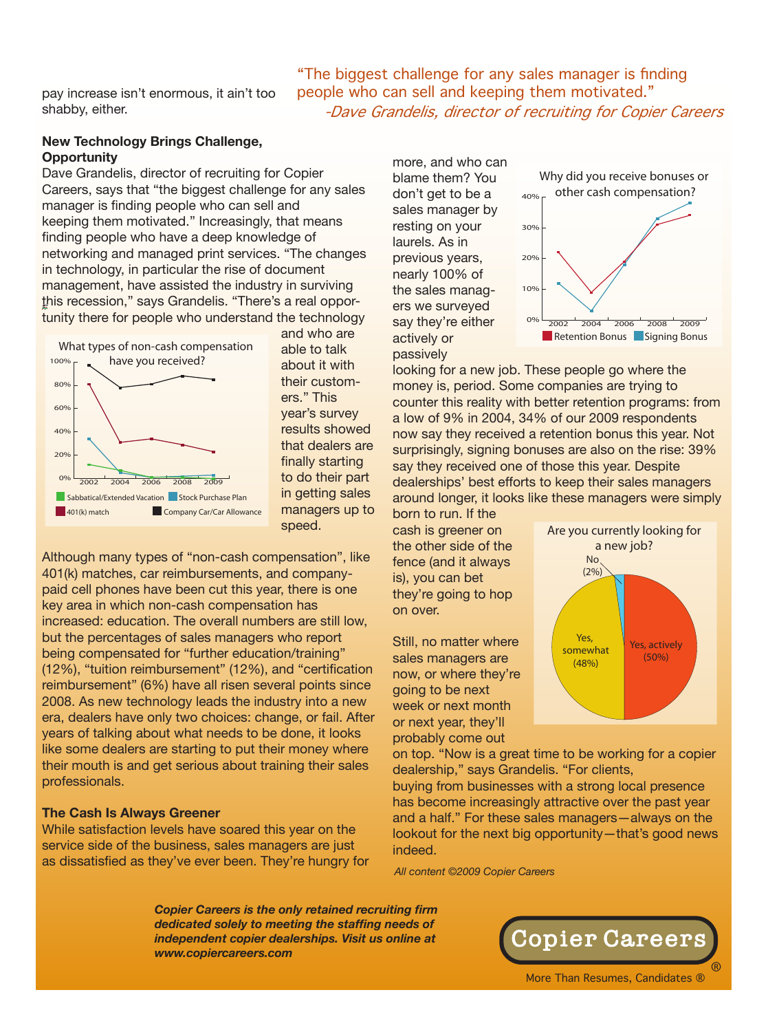pay increase isn't enormous, it ain't too shabby, either.

"The biggest challenge for any sales manager is finding people who can sell and keeping them motivated."
*-Dave Grandelis, director of recruiting for Copier Careers*

**New Technology Brings Challenge, Opportunity**

Dave Grandelis, director of recruiting for Copier Careers, says that "the biggest challenge for any sales manager is finding people who can sell and keeping them motivated." Increasingly, that means finding people who have a deep knowledge of networking and managed print services. "The changes in technology, in particular the rise of document management, have assisted the industry in surviving this recession," says Grandelis. "There's a real opportunity there for people who understand the technology and who are able to talk about it with their customers." This year's survey results showed that dealers are finally starting to do their part in getting sales managers up to speed.

What types of non-cash compensation have you received?

100%
80%
60%
40%
20%
0%
2002
2004
2006
2008
2009
Sabbatical/Extended Vacation
Stock Purchase Plan
401(k) match
Company Car/Car Allowance

Although many types of "non-cash compensation", like 401(k) matches, car reimbursements, and company-paid cell phones have been cut this year, there is one key area in which non-cash compensation has increased: education. The overall numbers are still low, but the percentages of sales managers who report being compensated for "further education/training" (12%), "tuition reimbursement" (12%), and "certification reimbursement" (6%) have all risen several points since 2008. As new technology leads the industry into a new era, dealers have only two choices: change, or fail. After years of talking about what needs to be done, it looks like some dealers are starting to put their money where their mouth is and get serious about training their sales professionals.

**The Cash Is Always Greener**

While satisfaction levels have soared this year on the service side of the business, sales managers are just as dissatisfied as they've ever been. They're hungry for more, and who can blame them? You don't get to be a sales manager by resting on your laurels. As in previous years, nearly 100% of the sales managers we surveyed say they're either actively or passively looking for a new job. These people go where the money is, period. Some companies are trying to counter this reality with better retention programs: from a low of 9% in 2004, 34% of our 2009 respondents now say they received a retention bonus this year. Not surprisingly, signing bonuses are also on the rise: 39% say they received one of those this year. Despite dealerships' best efforts to keep their sales managers around longer, it looks like these managers were simply born to run. If the cash is greener on the other side of the fence (and it always is), you can bet they're going to hop on over.

Why did you receive bonuses or other cash compensation?

40%
30%
20%
10%
0%
2002
2004
2006
2008
2009
Retention Bonus
Signing Bonus

Still, no matter where sales managers are now, or where they're going to be next week or next month or next year, they'll probably come out on top. "Now is a great time to be working for a copier dealership," says Grandelis. "For clients, buying from businesses with a strong local presence has become increasingly attractive over the past year and a half." For these sales managers—always on the lookout for the next big opportunity—that's good news indeed.

Are you currently looking for a new job?

No (2%)
Yes, somewhat (48%)
Yes, actively (50%)

*All content ©2009 Copier Careers*

***Copier Careers is the only retained recruiting firm dedicated solely to meeting the staffing needs of independent copier dealerships. Visit us online at www.copiercareers.com***

Copier Careers®

More Than Resumes, Candidates ®